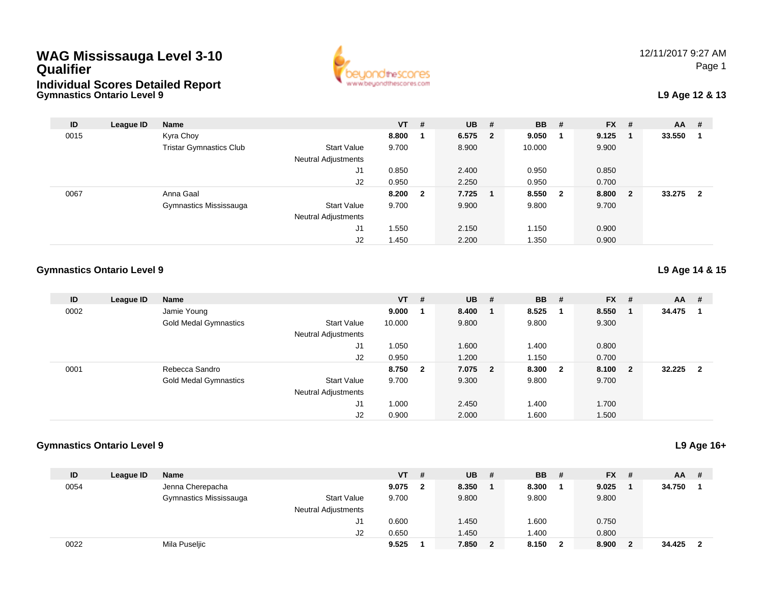# WAG Mississauga Level 3-10 Qualifier

## Individual Scores Detailed Report

12/11/2017 9:27 AM

### Gymnastics Ontario Level 9

**L9 Age 12 & 13**

| ID | League ID | Name | | VT | # | UB | # | BB | # | FX | # | AA | # |
|---|---|---|---|---|---|---|---|---|---|---|---|---|---|
| 0015 | | Kyra Choy | | **8.800** | **1** | **6.575** | **2** | **9.050** | **1** | **9.125** | **1** | **33.550** | **1** |
| | | Tristar Gymnastics Club | Start Value | 9.700 | | 8.900 | | 10.000 | | 9.900 | | | |
| | | | Neutral Adjustments | | | | | | | | | | |
| | | | J1 | 0.850 | | 2.400 | | 0.950 | | 0.850 | | | |
| | | | J2 | 0.950 | | 2.250 | | 0.950 | | 0.700 | | | |
| 0067 | | Anna Gaal | | **8.200** | **2** | **7.725** | **1** | **8.550** | **2** | **8.800** | **2** | **33.275** | **2** |
| | | Gymnastics Mississauga | Start Value | 9.700 | | 9.900 | | 9.800 | | 9.700 | | | |
| | | | Neutral Adjustments | | | | | | | | | | |
| | | | J1 | 1.550 | | 2.150 | | 1.150 | | 0.900 | | | |
| | | | J2 | 1.450 | | 2.200 | | 1.350 | | 0.900 | | | |

### Gymnastics Ontario Level 9

**L9 Age 14 & 15**

| ID | League ID | Name | | VT | # | UB | # | BB | # | FX | # | AA | # |
|---|---|---|---|---|---|---|---|---|---|---|---|---|---|
| 0002 | | Jamie Young | | **9.000** | **1** | **8.400** | **1** | **8.525** | **1** | **8.550** | **1** | **34.475** | **1** |
| | | Gold Medal Gymnastics | Start Value | 10.000 | | 9.800 | | 9.800 | | 9.300 | | | |
| | | | Neutral Adjustments | | | | | | | | | | |
| | | | J1 | 1.050 | | 1.600 | | 1.400 | | 0.800 | | | |
| | | | J2 | 0.950 | | 1.200 | | 1.150 | | 0.700 | | | |
| 0001 | | Rebecca Sandro | | **8.750** | **2** | **7.075** | **2** | **8.300** | **2** | **8.100** | **2** | **32.225** | **2** |
| | | Gold Medal Gymnastics | Start Value | 9.700 | | 9.300 | | 9.800 | | 9.700 | | | |
| | | | Neutral Adjustments | | | | | | | | | | |
| | | | J1 | 1.000 | | 2.450 | | 1.400 | | 1.700 | | | |
| | | | J2 | 0.900 | | 2.000 | | 1.600 | | 1.500 | | | |

### Gymnastics Ontario Level 9

**L9 Age 16+**

| ID | League ID | Name | | VT | # | UB | # | BB | # | FX | # | AA | # |
|---|---|---|---|---|---|---|---|---|---|---|---|---|---|
| 0054 | | Jenna Cherepacha | | **9.075** | **2** | **8.350** | **1** | **8.300** | **1** | **9.025** | **1** | **34.750** | **1** |
| | | Gymnastics Mississauga | Start Value | 9.700 | | 9.800 | | 9.800 | | 9.800 | | | |
| | | | Neutral Adjustments | | | | | | | | | | |
| | | | J1 | 0.600 | | 1.450 | | 1.600 | | 0.750 | | | |
| | | | J2 | 0.650 | | 1.450 | | 1.400 | | 0.800 | | | |
| 0022 | | Mila Puseljic | | **9.525** | **1** | **7.850** | **2** | **8.150** | **2** | **8.900** | **2** | **34.425** | **2** |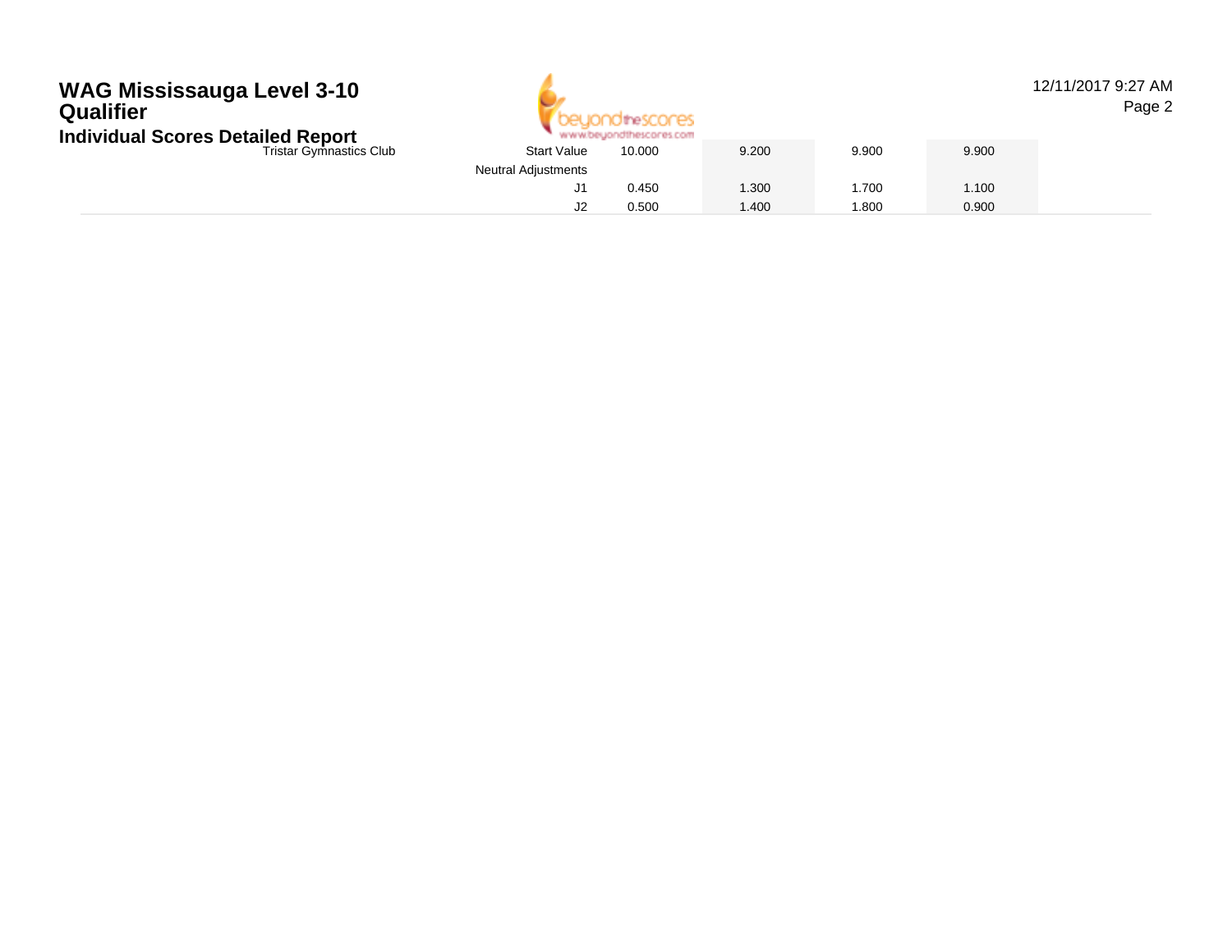# WAG Mississauga Level 3-10 Qualifier

## Individual Scores Detailed Report

| | | | | | |
|---|---|---|---|---|---|
| Tristar Gymnastics Club | Start Value | 10.000 | 9.200 | 9.900 | 9.900 |
| | Neutral Adjustments | | | | |
| | J1 | 0.450 | 1.300 | 1.700 | 1.100 |
| | J2 | 0.500 | 1.400 | 1.800 | 0.900 |